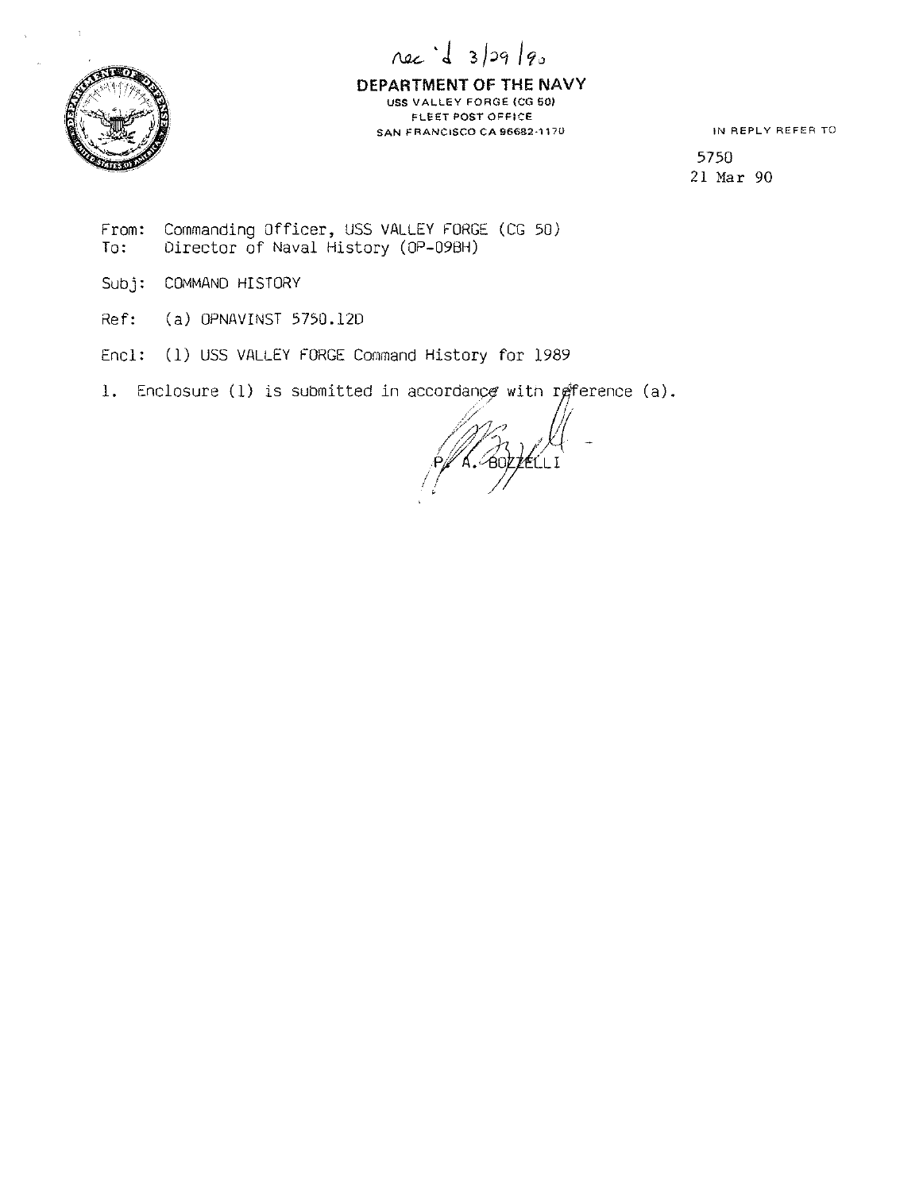rec'd 3/29/90

**DEPARTMENT OF THE NAVY**
USS VALLEY FORGE (CG 50)
FLEET POST OFFICE
SAN FRANCISCO CA 96682-1170

IN REPLY REFER TO

5750
21 Mar 90

From: Commanding Officer, USS VALLEY FORGE (CG 50)
To: Director of Naval History (OP-09BH)

Subj: COMMAND HISTORY

Ref: (a) OPNAVINST 5750.12D

Encl: (1) USS VALLEY FORGE Command History for 1989

1. Enclosure (1) is submitted in accordance with reference (a).

P. A. BOZZELLI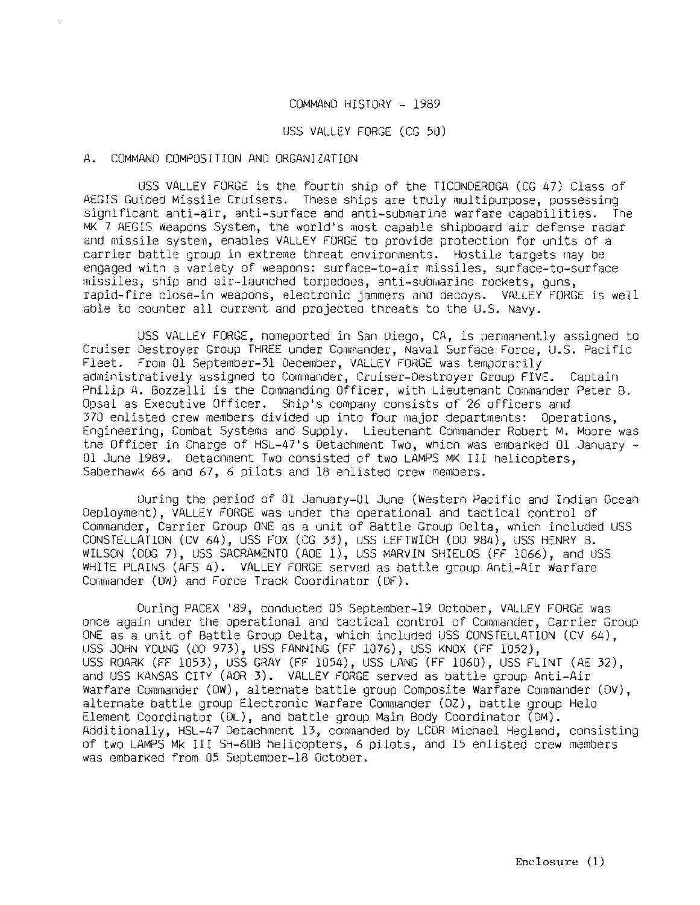# COMMAND HISTORY - 1989

## USS VALLEY FORGE (CG 50)

### A. COMMAND COMPOSITION AND ORGANIZATION

USS VALLEY FORGE is the fourth ship of the TICONDEROGA (CG 47) Class of AEGIS Guided Missile Cruisers. These ships are truly multipurpose, possessing significant anti-air, anti-surface and anti-submarine warfare capabilities. The MK 7 AEGIS Weapons System, the world's most capable shipboard air defense radar and missile system, enables VALLEY FORGE to provide protection for units of a carrier battle group in extreme threat environments. Hostile targets may be engaged with a variety of weapons: surface-to-air missiles, surface-to-surface missiles, ship and air-launched torpedoes, anti-submarine rockets, guns, rapid-fire close-in weapons, electronic jammers and decoys. VALLEY FORGE is well able to counter all current and projected threats to the U.S. Navy.

USS VALLEY FORGE, homeported in San Diego, CA, is permanently assigned to Cruiser Destroyer Group THREE under Commander, Naval Surface Force, U.S. Pacific Fleet. From 01 September-31 December, VALLEY FORGE was temporarily administratively assigned to Commander, Cruiser-Destroyer Group FIVE. Captain Philip A. Bozzelli is the Commanding Officer, with Lieutenant Commander Peter B. Opsal as Executive Officer. Ship's company consists of 26 officers and 370 enlisted crew members divided up into four major departments: Operations, Engineering, Combat Systems and Supply. Lieutenant Commander Robert M. Moore was the Officer in Charge of HSL-47's Detachment Two, which was embarked 01 January - 01 June 1989. Detachment Two consisted of two LAMPS MK III helicopters, Saberhawk 66 and 67, 6 pilots and 18 enlisted crew members.

During the period of 01 January-01 June (Western Pacific and Indian Ocean Deployment), VALLEY FORGE was under the operational and tactical control of Commander, Carrier Group ONE as a unit of Battle Group Delta, which included USS CONSTELLATION (CV 64), USS FOX (CG 33), USS LEFTWICH (DD 984), USS HENRY B. WILSON (DDG 7), USS SACRAMENTO (AOE 1), USS MARVIN SHIELDS (FF 1066), and USS WHITE PLAINS (AFS 4). VALLEY FORGE served as battle group Anti-Air Warfare Commander (DW) and Force Track Coordinator (DF).

During PACEX '89, conducted 05 September-19 October, VALLEY FORGE was once again under the operational and tactical control of Commander, Carrier Group ONE as a unit of Battle Group Delta, which included USS CONSTELLATION (CV 64), USS JOHN YOUNG (DD 973), USS FANNING (FF 1076), USS KNOX (FF 1052), USS ROARK (FF 1053), USS GRAY (FF 1054), USS LANG (FF 1060), USS FLINT (AE 32), and USS KANSAS CITY (AOR 3). VALLEY FORGE served as battle group Anti-Air Warfare Commander (DW), alternate battle group Composite Warfare Commander (DV), alternate battle group Electronic Warfare Commander (DZ), battle group Helo Element Coordinator (DL), and battle group Main Body Coordinator (DM). Additionally, HSL-47 Detachment 13, commanded by LCDR Michael Hegland, consisting of two LAMPS Mk III SH-60B helicopters, 6 pilots, and 15 enlisted crew members was embarked from 05 September-18 October.

Enclosure (1)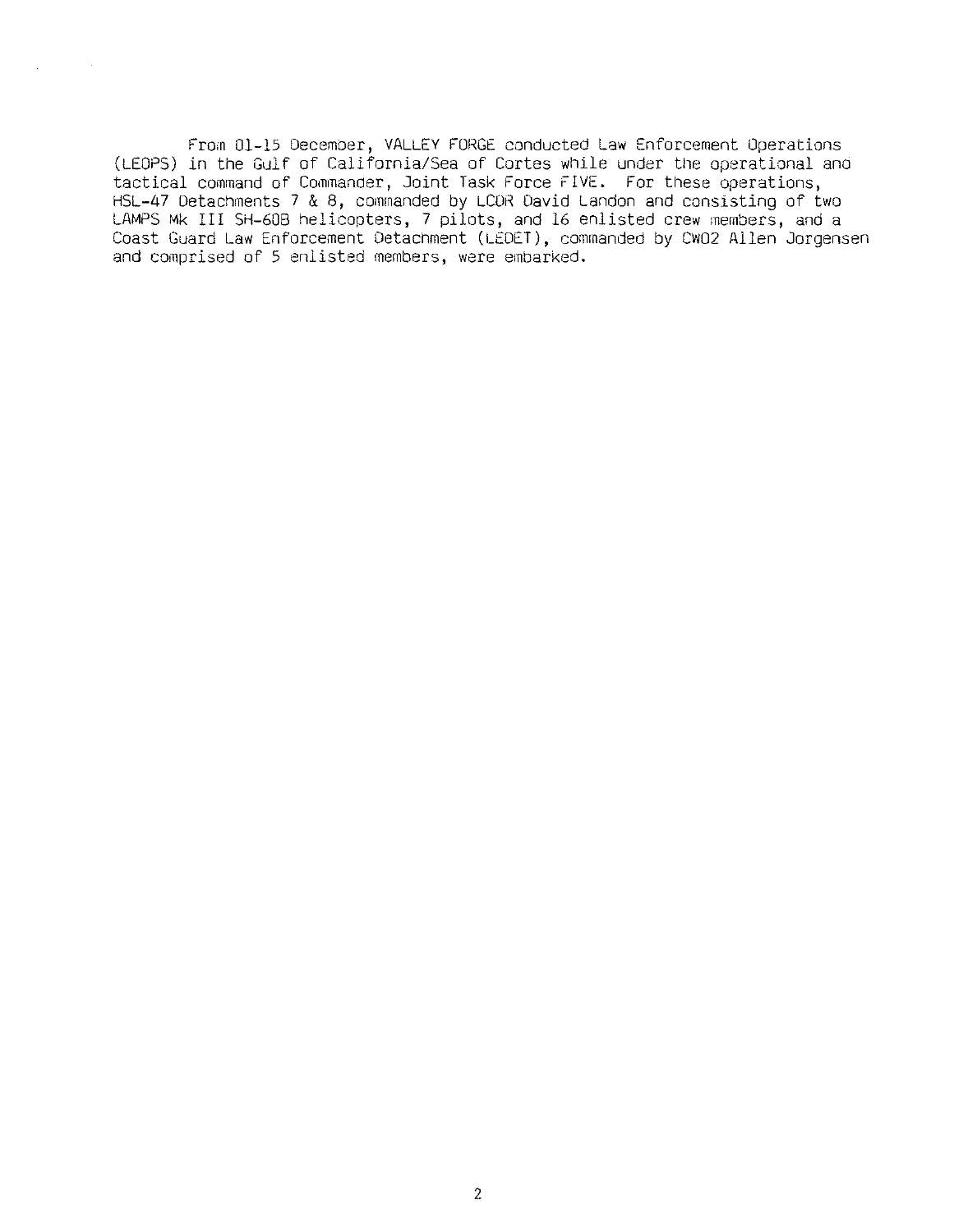From 01-15 December, VALLEY FORGE conducted Law Enforcement Operations (LEOPS) in the Gulf of California/Sea of Cortes while under the operational and tactical command of Commander, Joint Task Force FIVE. For these operations, HSL-47 Detachments 7 & 8, commanded by LCDR David Landon and consisting of two LAMPS Mk III SH-60B helicopters, 7 pilots, and 16 enlisted crew members, and a Coast Guard Law Enforcement Detachment (LEDET), commanded by CWO2 Allen Jorgensen and comprised of 5 enlisted members, were embarked.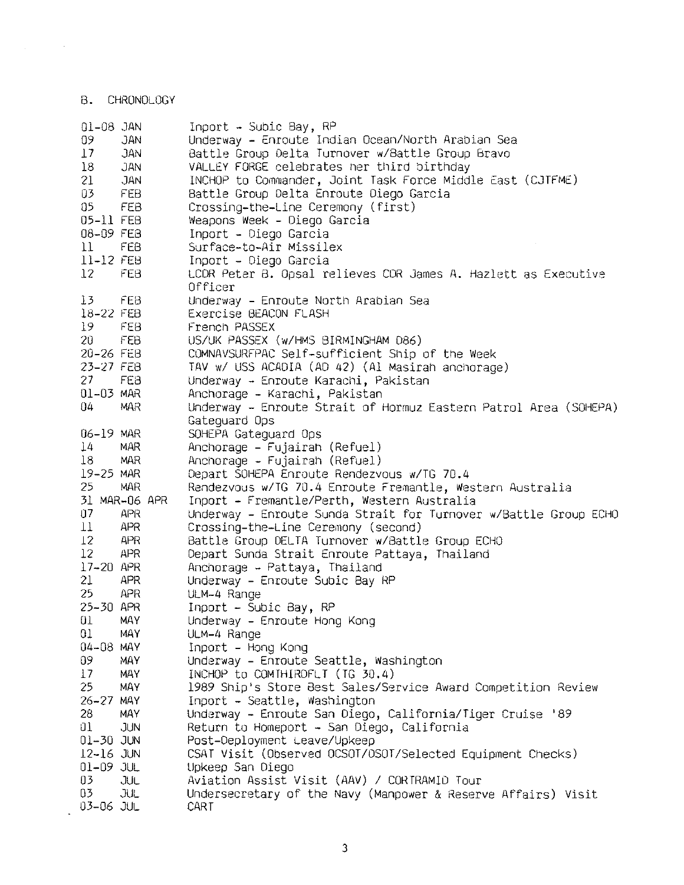## B. CHRONOLOGY

| | |
|---|---|
| 01-08 JAN | Inport - Subic Bay, RP |
| 09 JAN | Underway - Enroute Indian Ocean/North Arabian Sea |
| 17 JAN | Battle Group Delta Turnover w/Battle Group Bravo |
| 18 JAN | VALLEY FORGE celebrates her third birthday |
| 21 JAN | INCHOP to Commander, Joint Task Force Middle East (CJTFME) |
| 03 FEB | Battle Group Delta Enroute Diego Garcia |
| 05 FEB | Crossing-the-Line Ceremony (first) |
| 05-11 FEB | Weapons Week - Diego Garcia |
| 08-09 FEB | Inport - Diego Garcia |
| 11 FEB | Surface-to-Air Missilex |
| 11-12 FEB | Inport - Diego Garcia |
| 12 FEB | LCDR Peter B. Opsal relieves CDR James A. Hazlett as Executive Officer |
| 13 FEB | Underway - Enroute North Arabian Sea |
| 18-22 FEB | Exercise BEACON FLASH |
| 19 FEB | French PASSEX |
| 20 FEB | US/UK PASSEX (w/HMS BIRMINGHAM D86) |
| 20-26 FEB | COMNAVSURFPAC Self-sufficient Ship of the Week |
| 23-27 FEB | TAV w/ USS ACADIA (AD 42) (Al Masirah anchorage) |
| 27 FEB | Underway - Enroute Karachi, Pakistan |
| 01-03 MAR | Anchorage - Karachi, Pakistan |
| 04 MAR | Underway - Enroute Strait of Hormuz Eastern Patrol Area (SOHEPA) Gateguard Ops |
| 06-19 MAR | SOHEPA Gateguard Ops |
| 14 MAR | Anchorage - Fujairah (Refuel) |
| 18 MAR | Anchorage - Fujairah (Refuel) |
| 19-25 MAR | Depart SOHEPA Enroute Rendezvous w/TG 70.4 |
| 25 MAR | Rendezvous w/TG 70.4 Enroute Fremantle, Western Australia |
| 31 MAR-06 APR | Inport - Fremantle/Perth, Western Australia |
| 07 APR | Underway - Enroute Sunda Strait for Turnover w/Battle Group ECHO |
| 11 APR | Crossing-the-Line Ceremony (second) |
| 12 APR | Battle Group DELTA Turnover w/Battle Group ECHO |
| 12 APR | Depart Sunda Strait Enroute Pattaya, Thailand |
| 17-20 APR | Anchorage - Pattaya, Thailand |
| 21 APR | Underway - Enroute Subic Bay RP |
| 25 APR | ULM-4 Range |
| 25-30 APR | Inport - Subic Bay, RP |
| 01 MAY | Underway - Enroute Hong Kong |
| 01 MAY | ULM-4 Range |
| 04-08 MAY | Inport - Hong Kong |
| 09 MAY | Underway - Enroute Seattle, Washington |
| 17 MAY | INCHOP to COMTHIRDFLT (TG 30.4) |
| 25 MAY | 1989 Ship's Store Best Sales/Service Award Competition Review |
| 26-27 MAY | Inport - Seattle, Washington |
| 28 MAY | Underway - Enroute San Diego, California/Tiger Cruise '89 |
| 01 JUN | Return to Homeport - San Diego, California |
| 01-30 JUN | Post-Deployment Leave/Upkeep |
| 12-16 JUN | CSAT Visit (Observed OCSOT/DSOT/Selected Equipment Checks) |
| 01-09 JUL | Upkeep San Diego |
| 03 JUL | Aviation Assist Visit (AAV) / CORTRAMID Tour |
| 03 JUL | Undersecretary of the Navy (Manpower & Reserve Affairs) Visit |
| 03-06 JUL | CART |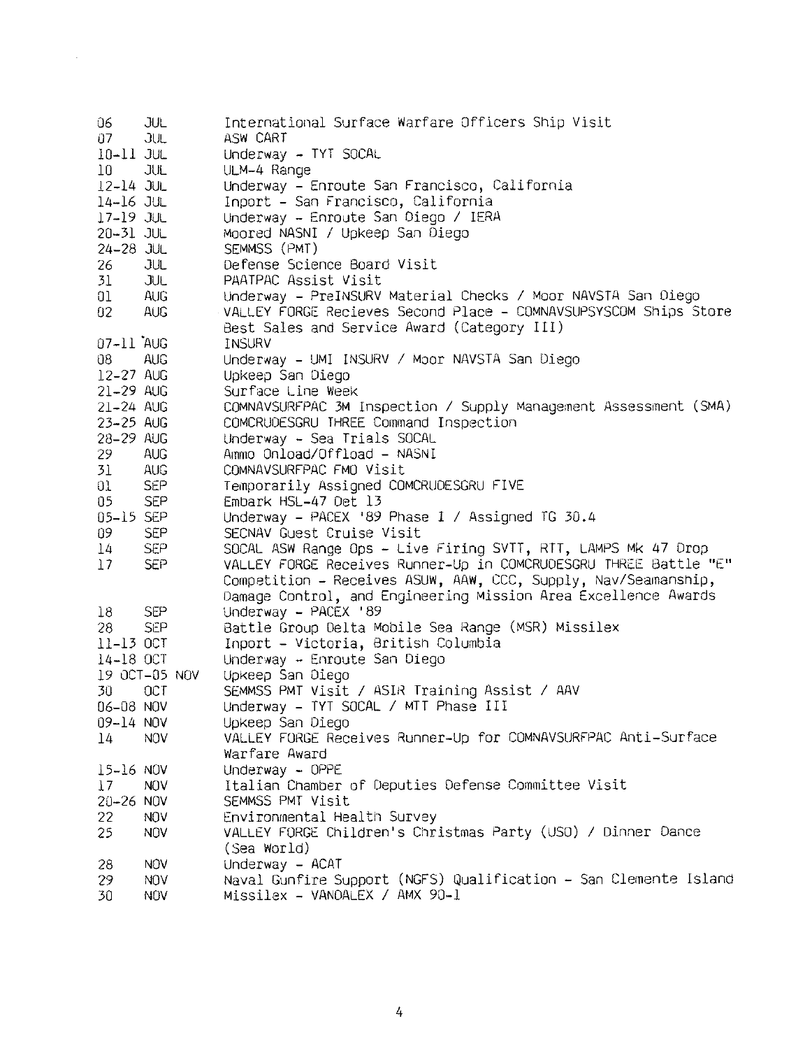| | |
|---|---|
| 06 JUL | International Surface Warfare Officers Ship Visit |
| 07 JUL | ASW CART |
| 10-11 JUL | Underway - TYT SOCAL |
| 10 JUL | ULM-4 Range |
| 12-14 JUL | Underway - Enroute San Francisco, California |
| 14-16 JUL | Inport - San Francisco, California |
| 17-19 JUL | Underway - Enroute San Diego / IERA |
| 20-31 JUL | Moored NASNI / Upkeep San Diego |
| 24-28 JUL | SEMMSS (PMT) |
| 26 JUL | Defense Science Board Visit |
| 31 JUL | PAATPAC Assist Visit |
| 01 AUG | Underway - PreINSURV Material Checks / Moor NAVSTA San Diego |
| 02 AUG | VALLEY FORGE Recieves Second Place - COMNAVSUPSYSCOM Ships Store Best Sales and Service Award (Category III) |
| 07-11 AUG | INSURV |
| 08 AUG | Underway - UMI INSURV / Moor NAVSTA San Diego |
| 12-27 AUG | Upkeep San Diego |
| 21-29 AUG | Surface Line Week |
| 21-24 AUG | COMNAVSURFPAC 3M Inspection / Supply Management Assessment (SMA) |
| 23-25 AUG | COMCRUDESGRU THREE Command Inspection |
| 28-29 AUG | Underway - Sea Trials SOCAL |
| 29 AUG | Ammo Onload/Offload - NASNI |
| 31 AUG | COMNAVSURFPAC FMO Visit |
| 01 SEP | Temporarily Assigned COMCRUDESGRU FIVE |
| 05 SEP | Embark HSL-47 Det 13 |
| 05-15 SEP | Underway - PACEX '89 Phase I / Assigned TG 30.4 |
| 09 SEP | SECNAV Guest Cruise Visit |
| 14 SEP | SOCAL ASW Range Ops - Live Firing SVTT, RTT, LAMPS Mk 47 Drop |
| 17 SEP | VALLEY FORGE Receives Runner-Up in COMCRUDESGRU THREE Battle "E" Competition - Receives ASUW, AAW, CCC, Supply, Nav/Seamanship, Damage Control, and Engineering Mission Area Excellence Awards |
| 18 SEP | Underway - PACEX '89 |
| 28 SEP | Battle Group Delta Mobile Sea Range (MSR) Missilex |
| 11-13 OCT | Inport - Victoria, British Columbia |
| 14-18 OCT | Underway - Enroute San Diego |
| 19 OCT-05 NOV | Upkeep San Diego |
| 30 OCT | SEMMSS PMT Visit / ASIR Training Assist / AAV |
| 06-08 NOV | Underway - TYT SOCAL / MTT Phase III |
| 09-14 NOV | Upkeep San Diego |
| 14 NOV | VALLEY FORGE Receives Runner-Up for COMNAVSURFPAC Anti-Surface Warfare Award |
| 15-16 NOV | Underway - OPPE |
| 17 NOV | Italian Chamber of Deputies Defense Committee Visit |
| 20-26 NOV | SEMMSS PMT Visit |
| 22 NOV | Environmental Health Survey |
| 25 NOV | VALLEY FORGE Children's Christmas Party (USO) / Dinner Dance (Sea World) |
| 28 NOV | Underway - ACAT |
| 29 NOV | Naval Gunfire Support (NGFS) Qualification - San Clemente Island |
| 30 NOV | Missilex - VANDALEX / AMX 90-1 |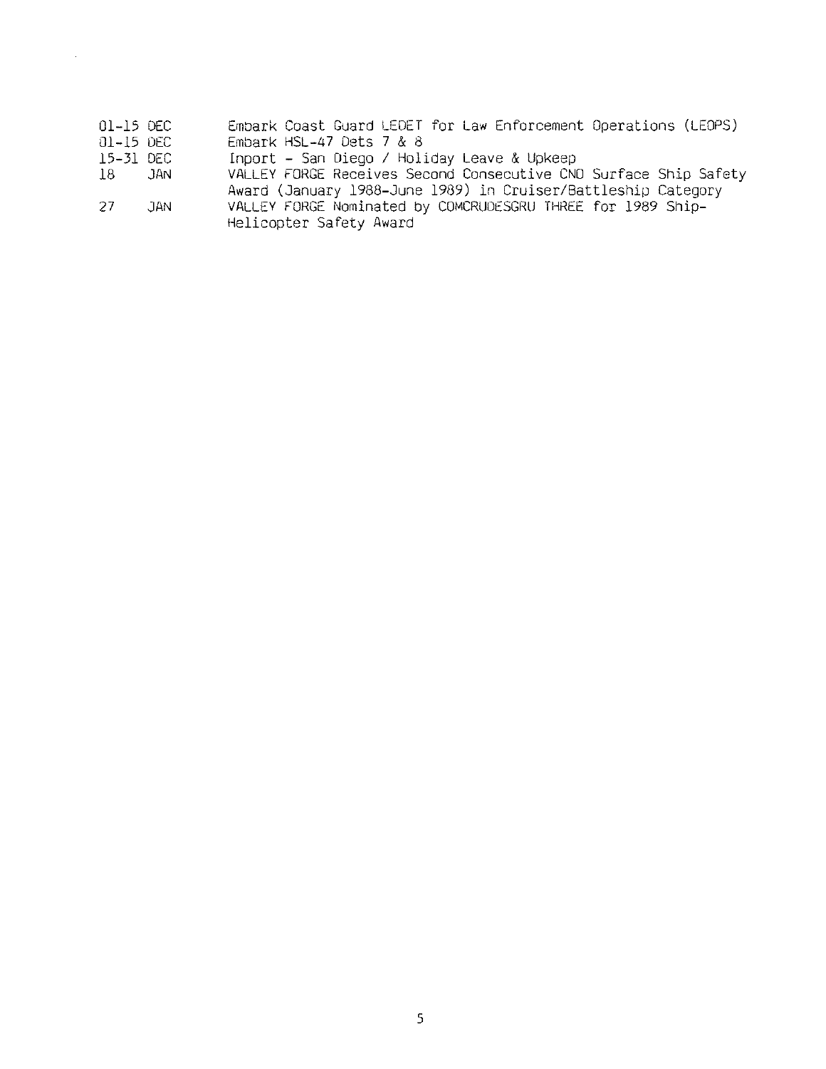| | |
|---|---|
| 01-15 DEC | Embark Coast Guard LEDET for Law Enforcement Operations (LEOPS) |
| 01-15 DEC | Embark HSL-47 Dets 7 & 8 |
| 15-31 DEC | Inport - San Diego / Holiday Leave & Upkeep |
| 18 JAN | VALLEY FORGE Receives Second Consecutive CNO Surface Ship Safety Award (January 1988-June 1989) in Cruiser/Battleship Category |
| 27 JAN | VALLEY FORGE Nominated by COMCRUDESGRU THREE for 1989 Ship-Helicopter Safety Award |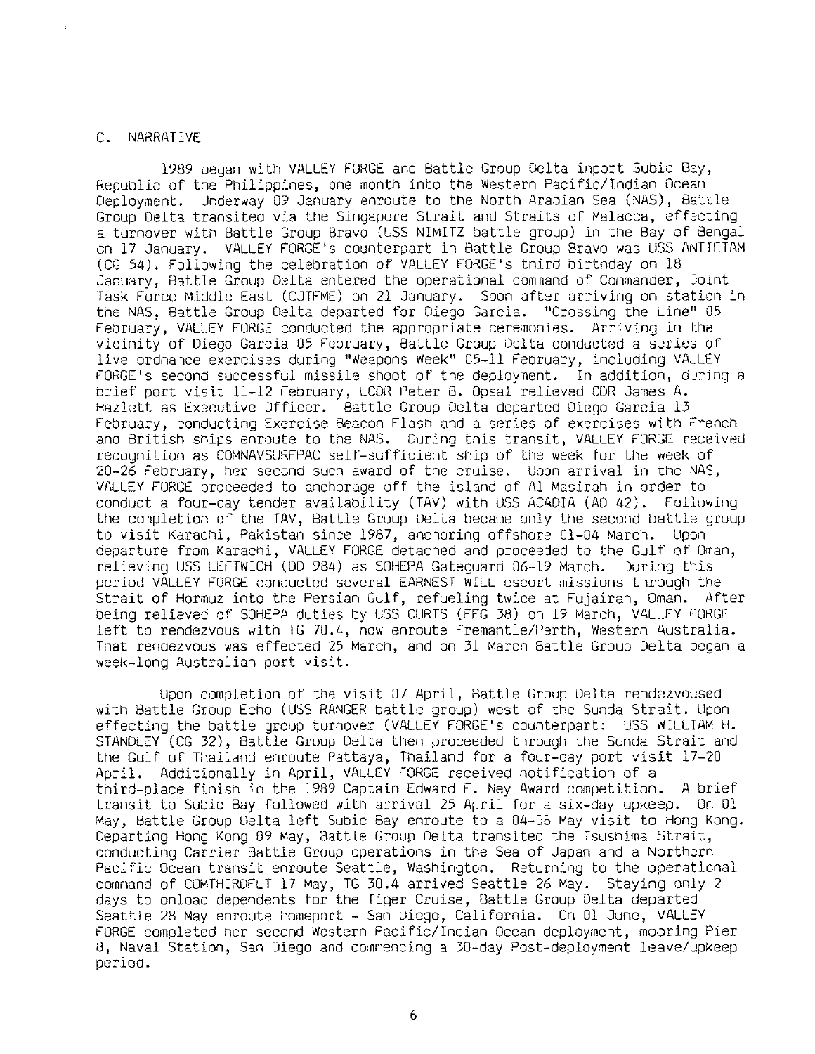C. NARRATIVE

1989 began with VALLEY FORGE and Battle Group Delta inport Subic Bay, Republic of the Philippines, one month into the Western Pacific/Indian Ocean Deployment. Underway 09 January enroute to the North Arabian Sea (NAS), Battle Group Delta transited via the Singapore Strait and Straits of Malacca, effecting a turnover with Battle Group Bravo (USS NIMITZ battle group) in the Bay of Bengal on 17 January. VALLEY FORGE's counterpart in Battle Group Bravo was USS ANTIETAM (CG 54). Following the celebration of VALLEY FORGE's third birthday on 18 January, Battle Group Delta entered the operational command of Commander, Joint Task Force Middle East (CJTFME) on 21 January. Soon after arriving on station in the NAS, Battle Group Delta departed for Diego Garcia. "Crossing the Line" 05 February, VALLEY FORGE conducted the appropriate ceremonies. Arriving in the vicinity of Diego Garcia 05 February, Battle Group Delta conducted a series of live ordnance exercises during "Weapons Week" 05-11 February, including VALLEY FORGE's second successful missile shoot of the deployment. In addition, during a brief port visit 11-12 February, LCDR Peter B. Opsal relieved CDR James A. Hazlett as Executive Officer. Battle Group Delta departed Diego Garcia 13 February, conducting Exercise Beacon Flash and a series of exercises with French and British ships enroute to the NAS. During this transit, VALLEY FORGE received recognition as COMNAVSURFPAC self-sufficient ship of the week for the week of 20-26 February, her second such award of the cruise. Upon arrival in the NAS, VALLEY FORGE proceeded to anchorage off the island of Al Masirah in order to conduct a four-day tender availability (TAV) with USS ACADIA (AD 42). Following the completion of the TAV, Battle Group Delta became only the second battle group to visit Karachi, Pakistan since 1987, anchoring offshore 01-04 March. Upon departure from Karachi, VALLEY FORGE detached and proceeded to the Gulf of Oman, relieving USS LEFTWICH (DD 984) as SOHEPA Gateguard 06-19 March. During this period VALLEY FORGE conducted several EARNEST WILL escort missions through the Strait of Hormuz into the Persian Gulf, refueling twice at Fujairah, Oman. After being relieved of SOHEPA duties by USS CURTS (FFG 38) on 19 March, VALLEY FORGE left to rendezvous with TG 70.4, now enroute Fremantle/Perth, Western Australia. That rendezvous was effected 25 March, and on 31 March Battle Group Delta began a week-long Australian port visit.

Upon completion of the visit 07 April, Battle Group Delta rendezvoused with Battle Group Echo (USS RANGER battle group) west of the Sunda Strait. Upon effecting the battle group turnover (VALLEY FORGE's counterpart: USS WILLIAM H. STANDLEY (CG 32), Battle Group Delta then proceeded through the Sunda Strait and the Gulf of Thailand enroute Pattaya, Thailand for a four-day port visit 17-20 April. Additionally in April, VALLEY FORGE received notification of a third-place finish in the 1989 Captain Edward F. Ney Award competition. A brief transit to Subic Bay followed with arrival 25 April for a six-day upkeep. On 01 May, Battle Group Delta left Subic Bay enroute to a 04-08 May visit to Hong Kong. Departing Hong Kong 09 May, Battle Group Delta transited the Tsushima Strait, conducting Carrier Battle Group operations in the Sea of Japan and a Northern Pacific Ocean transit enroute Seattle, Washington. Returning to the operational command of COMTHIRDFLT 17 May, TG 30.4 arrived Seattle 26 May. Staying only 2 days to onload dependents for the Tiger Cruise, Battle Group Delta departed Seattle 28 May enroute homeport - San Diego, California. On 01 June, VALLEY FORGE completed her second Western Pacific/Indian Ocean deployment, mooring Pier 8, Naval Station, San Diego and commencing a 30-day Post-deployment leave/upkeep period.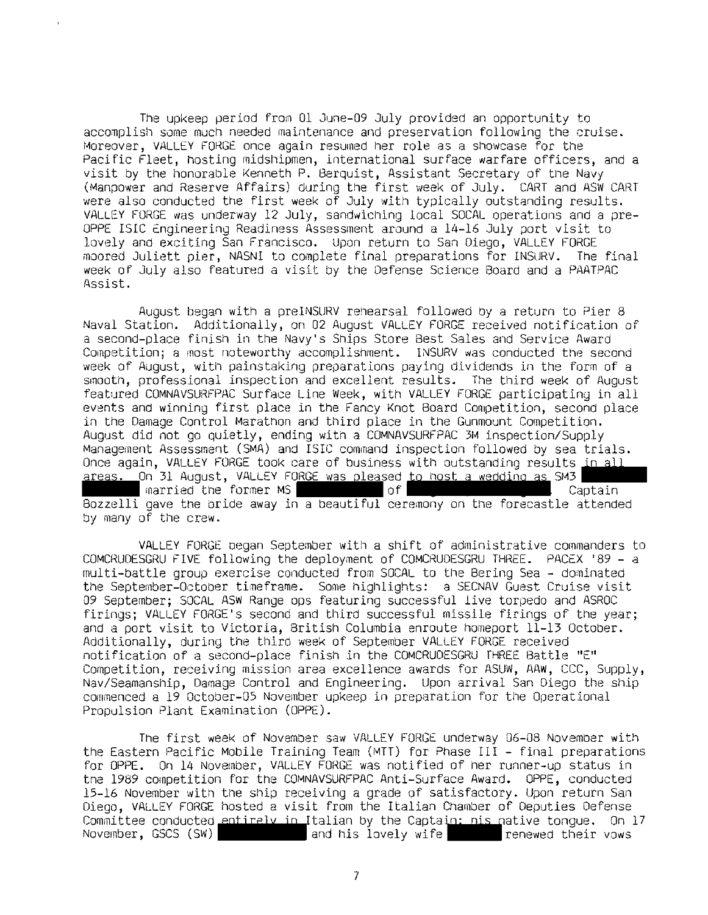The upkeep period from 01 June-09 July provided an opportunity to accomplish some much needed maintenance and preservation following the cruise. Moreover, VALLEY FORGE once again resumed her role as a showcase for the Pacific Fleet, hosting midshipmen, international surface warfare officers, and a visit by the honorable Kenneth P. Berquist, Assistant Secretary of the Navy (Manpower and Reserve Affairs) during the first week of July. CART and ASW CART were also conducted the first week of July with typically outstanding results. VALLEY FORGE was underway 12 July, sandwiching local SOCAL operations and a pre-OPPE ISIC Engineering Readiness Assessment around a 14-16 July port visit to lovely and exciting San Francisco. Upon return to San Diego, VALLEY FORGE moored Juliett pier, NASNI to complete final preparations for INSURV. The final week of July also featured a visit by the Defense Science Board and a PAATPAC Assist.

August began with a preINSURV rehearsal followed by a return to Pier 8 Naval Station. Additionally, on 02 August VALLEY FORGE received notification of a second-place finish in the Navy's Ships Store Best Sales and Service Award Competition; a most noteworthy accomplishment. INSURV was conducted the second week of August, with painstaking preparations paying dividends in the form of a smooth, professional inspection and excellent results. The third week of August featured COMNAVSURFPAC Surface Line Week, with VALLEY FORGE participating in all events and winning first place in the Fancy Knot Board Competition, second place in the Damage Control Marathon and third place in the Gunmount Competition. August did not go quietly, ending with a COMNAVSURFPAC 3M inspection/Supply Management Assessment (SMA) and ISIC command inspection followed by sea trials. Once again, VALLEY FORGE took care of business with outstanding results in all areas. On 31 August, VALLEY FORGE was pleased to host a wedding as SM3 married the former MS of . Captain Bozzelli gave the bride away in a beautiful ceremony on the forecastle attended by many of the crew.

VALLEY FORGE began September with a shift of administrative commanders to COMCRUDESGRU FIVE following the deployment of COMCRUDESGRU THREE. PACEX '89 - a multi-battle group exercise conducted from SOCAL to the Bering Sea - dominated the September-October timeframe. Some highlights: a SECNAV Guest Cruise visit 09 September; SOCAL ASW Range ops featuring successful live torpedo and ASROC firings; VALLEY FORGE's second and third successful missile firings of the year; and a port visit to Victoria, British Columbia enroute homeport 11-13 October. Additionally, during the third week of September VALLEY FORGE received notification of a second-place finish in the COMCRUDESGRU THREE Battle "E" Competition, receiving mission area excellence awards for ASUW, AAW, CCC, Supply, Nav/Seamanship, Damage Control and Engineering. Upon arrival San Diego the ship commenced a 19 October-05 November upkeep in preparation for the Operational Propulsion Plant Examination (OPPE).

The first week of November saw VALLEY FORGE underway 06-08 November with the Eastern Pacific Mobile Training Team (MTT) for Phase III - final preparations for OPPE. On 14 November, VALLEY FORGE was notified of her runner-up status in the 1989 competition for the COMNAVSURFPAC Anti-Surface Award. OPPE, conducted 15-16 November with the ship receiving a grade of satisfactory. Upon return San Diego, VALLEY FORGE hosted a visit from the Italian Chamber of Deputies Defense Committee conducted entirely in Italian by the Captain; his native tongue. On 17 November, GSCS (SW) and his lovely wife renewed their vows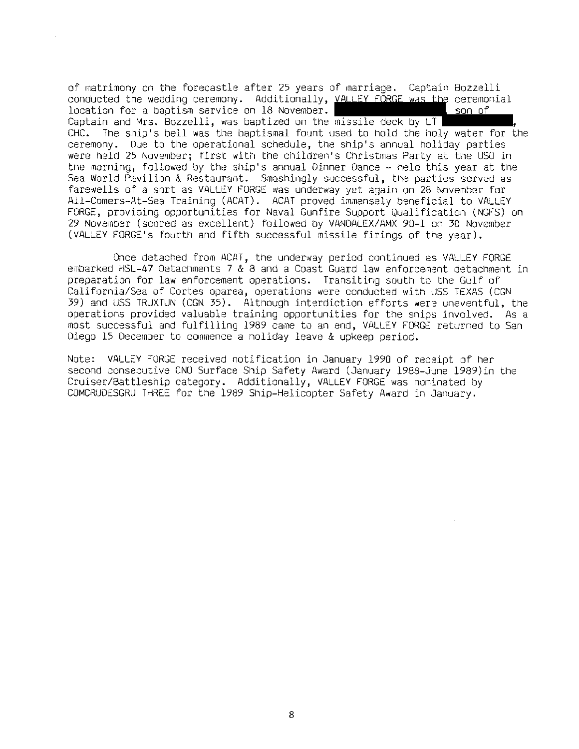of matrimony on the forecastle after 25 years of marriage. Captain Bozzelli conducted the wedding ceremony. Additionally, VALLEY FORGE was the ceremonial location for a baptism service on 18 November. ██████████, son of Captain and Mrs. Bozzelli, was baptized on the missile deck by LT ██████████, CHC. The ship's bell was the baptismal fount used to hold the holy water for the ceremony. Due to the operational schedule, the ship's annual holiday parties were held 25 November; first with the children's Christmas Party at the USO in the morning, followed by the ship's annual Dinner Dance - held this year at the Sea World Pavilion & Restaurant. Smashingly successful, the parties served as farewells of a sort as VALLEY FORGE was underway yet again on 28 November for All-Comers-At-Sea Training (ACAT). ACAT proved immensely beneficial to VALLEY FORGE, providing opportunities for Naval Gunfire Support Qualification (NGFS) on 29 November (scored as excellent) followed by VANDALEX/AMX 90-1 on 30 November (VALLEY FORGE's fourth and fifth successful missile firings of the year).

Once detached from ACAT, the underway period continued as VALLEY FORGE embarked HSL-47 Detachments 7 & 8 and a Coast Guard law enforcement detachment in preparation for law enforcement operations. Transiting south to the Gulf of California/Sea of Cortes oparea, operations were conducted with USS TEXAS (CGN 39) and USS TRUXTUN (CGN 35). Although interdiction efforts were uneventful, the operations provided valuable training opportunities for the ships involved. As a most successful and fulfilling 1989 came to an end, VALLEY FORGE returned to San Diego 15 December to commence a holiday leave & upkeep period.

Note: VALLEY FORGE received notification in January 1990 of receipt of her second consecutive CNO Surface Ship Safety Award (January 1988-June 1989)in the Cruiser/Battleship category. Additionally, VALLEY FORGE was nominated by COMCRUDESGRU THREE for the 1989 Ship-Helicopter Safety Award in January.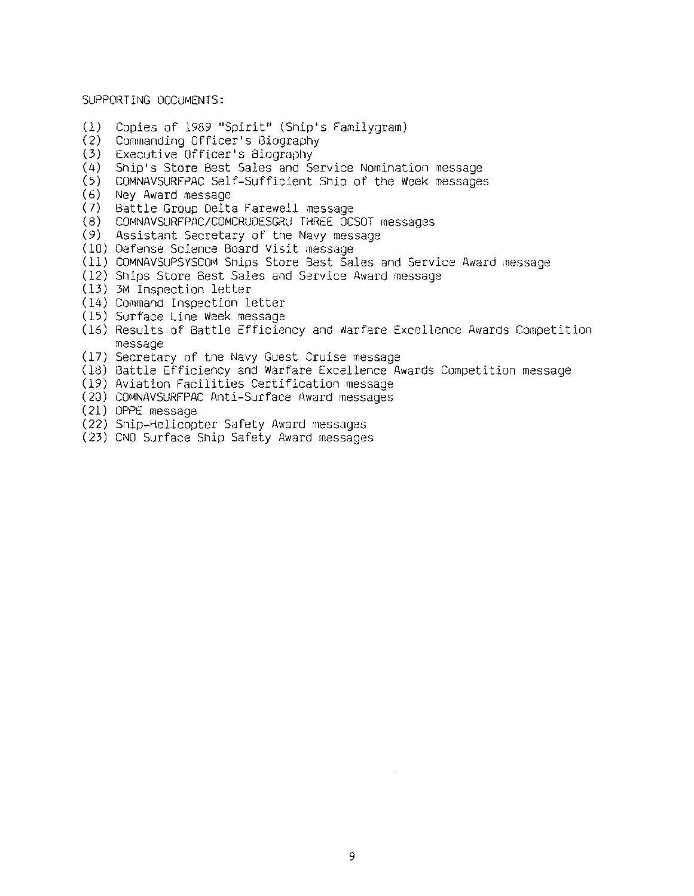SUPPORTING DOCUMENTS:

(1) Copies of 1989 "Spirit" (Ship's Familygram)
(2) Commanding Officer's Biography
(3) Executive Officer's Biography
(4) Ship's Store Best Sales and Service Nomination message
(5) COMNAVSURFPAC Self-Sufficient Ship of the Week messages
(6) Ney Award message
(7) Battle Group Delta Farewell message
(8) COMNAVSURFPAC/COMCRUDESGRU THREE OCSOT messages
(9) Assistant Secretary of the Navy message
(10) Defense Science Board Visit message
(11) COMNAVSUPSYSCOM Ships Store Best Sales and Service Award message
(12) Ships Store Best Sales and Service Award message
(13) 3M Inspection letter
(14) Command Inspection letter
(15) Surface Line Week message
(16) Results of Battle Efficiency and Warfare Excellence Awards Competition message
(17) Secretary of the Navy Guest Cruise message
(18) Battle Efficiency and Warfare Excellence Awards Competition message
(19) Aviation Facilities Certification message
(20) COMNAVSURFPAC Anti-Surface Award messages
(21) OPPE message
(22) Ship-Helicopter Safety Award messages
(23) CNO Surface Ship Safety Award messages